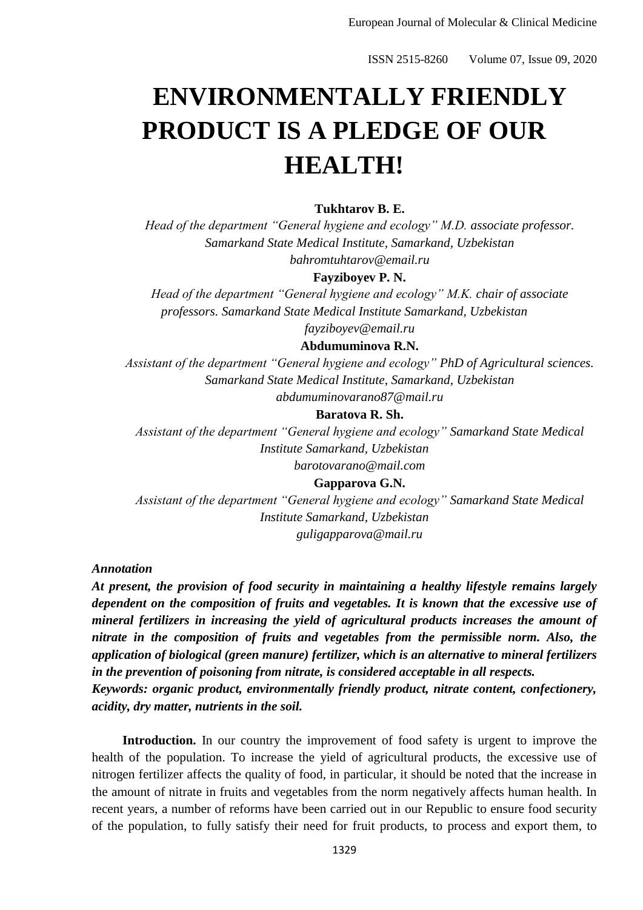# ENVIRONMENTALLY FRIENDLY PRODUCT IS A PLEDGE OF OUR HEALTH!

**Tukhtarov B. E.**

*Head of the department "General hygiene and ecology" M.D. associate professor. Samarkand State Medical Institute, Samarkand, Uzbekistan*

*bahromtuhtarov@email.ru*

**Fayziboyev P. N.**

*Head of the department "General hygiene and ecology" M.K. chair of associate professors. Samarkand State Medical Institute Samarkand, Uzbekistan*

*fayziboyev@email.ru*

**Abdumuminova R.N.**

*Assistant of the department "General hygiene and ecology" PhD of Agricultural sciences. Samarkand State Medical Institute, Samarkand, Uzbekistan*

*abdumuminovarano87@mail.ru*

**Baratova R. Sh.**

*Assistant of the department "General hygiene and ecology" Samarkand State Medical Institute Samarkand, Uzbekistan*

*barotovarano@mail.com*

**Gapparova G.N.**

*Assistant of the department "General hygiene and ecology" Samarkand State Medical Institute Samarkand, Uzbekistan*

*guligapparova@mail.ru*

***Annotation***

***At present, the provision of food security in maintaining a healthy lifestyle remains largely dependent on the composition of fruits and vegetables. It is known that the excessive use of mineral fertilizers in increasing the yield of agricultural products increases the amount of nitrate in the composition of fruits and vegetables from the permissible norm. Also, the application of biological (green manure) fertilizer, which is an alternative to mineral fertilizers in the prevention of poisoning from nitrate, is considered acceptable in all respects.***

***Keywords: organic product, environmentally friendly product, nitrate content, confectionery, acidity, dry matter, nutrients in the soil.***

**Introduction.** In our country the improvement of food safety is urgent to improve the health of the population. To increase the yield of agricultural products, the excessive use of nitrogen fertilizer affects the quality of food, in particular, it should be noted that the increase in the amount of nitrate in fruits and vegetables from the norm negatively affects human health. In recent years, a number of reforms have been carried out in our Republic to ensure food security of the population, to fully satisfy their need for fruit products, to process and export them, to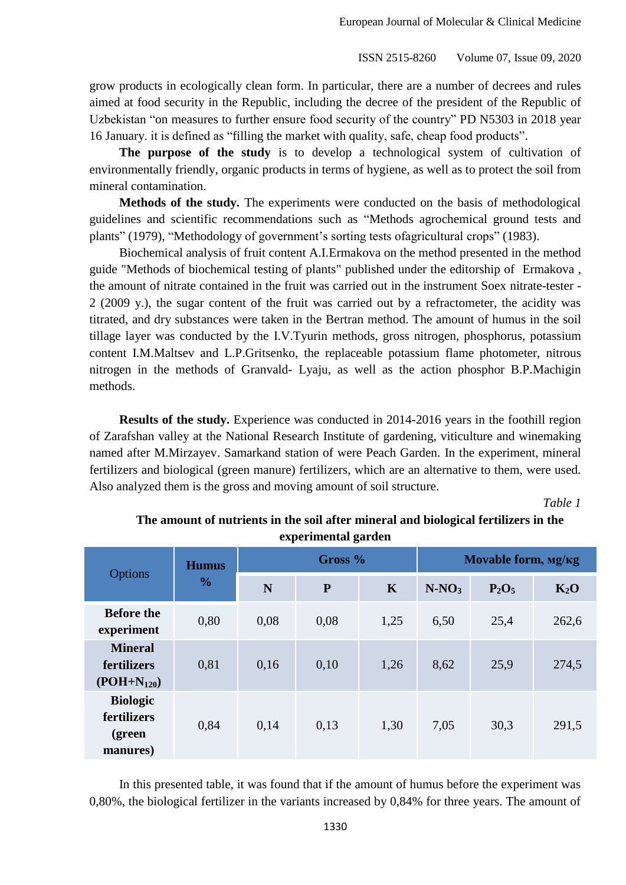grow products in ecologically clean form. In particular, there are a number of decrees and rules aimed at food security in the Republic, including the decree of the president of the Republic of Uzbekistan "on measures to further ensure food security of the country" PD N5303 in 2018 year 16 January. it is defined as "filling the market with quality, safe, cheap food products".

**The purpose of the study** is to develop a technological system of cultivation of environmentally friendly, organic products in terms of hygiene, as well as to protect the soil from mineral contamination.

**Methods of the study.** The experiments were conducted on the basis of methodological guidelines and scientific recommendations such as "Methods agrochemical ground tests and plants" (1979), "Methodology of government's sorting tests ofagricultural crops" (1983).

Biochemical analysis of fruit content A.I.Ermakova on the method presented in the method guide "Methods of biochemical testing of plants" published under the editorship of Ermakova , the amount of nitrate contained in the fruit was carried out in the instrument Soex nitrate-tester - 2 (2009 y.), the sugar content of the fruit was carried out by a refractometer, the acidity was titrated, and dry substances were taken in the Bertran method. The amount of humus in the soil tillage layer was conducted by the I.V.Tyurin methods, gross nitrogen, phosphorus, potassium content I.M.Maltsev and L.P.Gritsenko, the replaceable potassium flame photometer, nitrous nitrogen in the methods of Granvald- Lyaju, as well as the action phosphor B.P.Machigin methods.

**Results of the study.** Experience was conducted in 2014-2016 years in the foothill region of Zarafshan valley at the National Research Institute of gardening, viticulture and winemaking named after M.Mirzayev. Samarkand station of were Peach Garden. In the experiment, mineral fertilizers and biological (green manure) fertilizers, which are an alternative to them, were used. Also analyzed them is the gross and moving amount of soil structure.

*Table 1*

**The amount of nutrients in the soil after mineral and biological fertilizers in the experimental garden**

| Options | Humus % | Gross % | | | Movable form, мг/кг | | |
|---|---|---|---|---|---|---|---|
| | | N | P | K | $N\text{-}NO_3$ | $P_2O_5$ | $K_2O$ |
| **Before the experiment** | 0,80 | 0,08 | 0,08 | 1,25 | 6,50 | 25,4 | 262,6 |
| **Mineral fertilizers (POH+$N_{120}$)** | 0,81 | 0,16 | 0,10 | 1,26 | 8,62 | 25,9 | 274,5 |
| **Biologic fertilizers (green manures)** | 0,84 | 0,14 | 0,13 | 1,30 | 7,05 | 30,3 | 291,5 |

In this presented table, it was found that if the amount of humus before the experiment was 0,80%, the biological fertilizer in the variants increased by 0,84% for three years. The amount of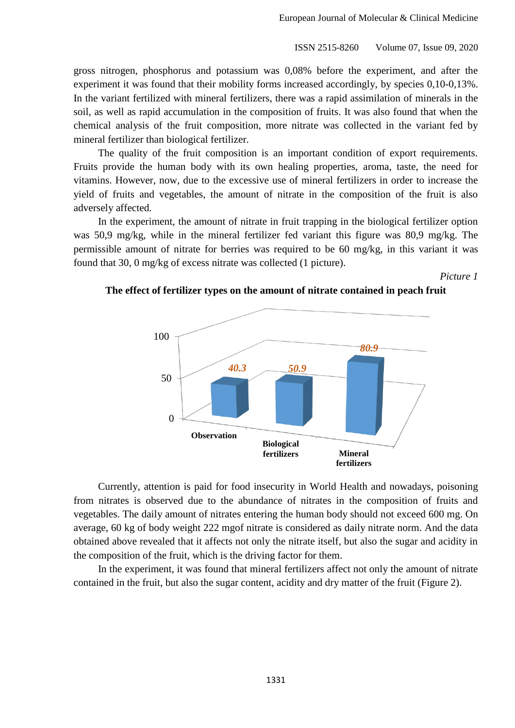gross nitrogen, phosphorus and potassium was 0,08% before the experiment, and after the experiment it was found that their mobility forms increased accordingly, by species 0,10-0,13%. In the variant fertilized with mineral fertilizers, there was a rapid assimilation of minerals in the soil, as well as rapid accumulation in the composition of fruits. It was also found that when the chemical analysis of the fruit composition, more nitrate was collected in the variant fed by mineral fertilizer than biological fertilizer.

The quality of the fruit composition is an important condition of export requirements. Fruits provide the human body with its own healing properties, aroma, taste, the need for vitamins. However, now, due to the excessive use of mineral fertilizers in order to increase the yield of fruits and vegetables, the amount of nitrate in the composition of the fruit is also adversely affected.

In the experiment, the amount of nitrate in fruit trapping in the biological fertilizer option was 50,9 mg/kg, while in the mineral fertilizer fed variant this figure was 80,9 mg/kg. The permissible amount of nitrate for berries was required to be 60 mg/kg, in this variant it was found that 30, 0 mg/kg of excess nitrate was collected (1 picture).

*Picture 1*

**The effect of fertilizer types on the amount of nitrate contained in peach fruit**

| | Observation | Biological fertilizers | Mineral fertilizers |
|---|---|---|---|
| Nitrate | 40.3 | 50.9 | 80.9 |

Currently, attention is paid for food insecurity in World Health and nowadays, poisoning from nitrates is observed due to the abundance of nitrates in the composition of fruits and vegetables. The daily amount of nitrates entering the human body should not exceed 600 mg. On average, 60 kg of body weight 222 mgof nitrate is considered as daily nitrate norm. And the data obtained above revealed that it affects not only the nitrate itself, but also the sugar and acidity in the composition of the fruit, which is the driving factor for them.

In the experiment, it was found that mineral fertilizers affect not only the amount of nitrate contained in the fruit, but also the sugar content, acidity and dry matter of the fruit (Figure 2).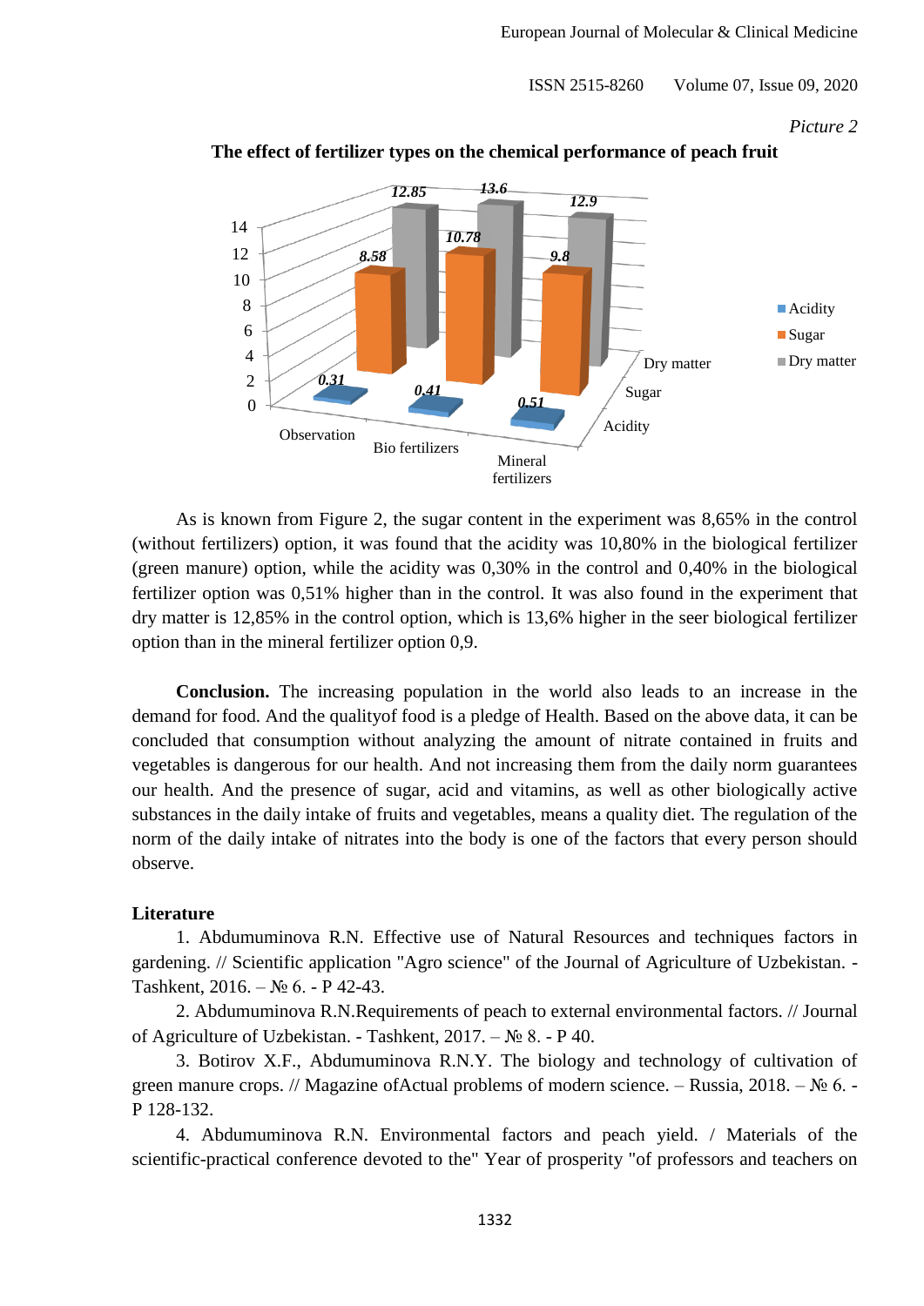*Picture 2*

**The effect of fertilizer types on the chemical performance of peach fruit**

| | Observation | Bio fertilizers | Mineral fertilizers |
|---|---|---|---|
| Acidity | 0.31 | 0.41 | 0.51 |
| Sugar | 8.58 | 10.78 | 9.8 |
| Dry matter | 12.85 | 13.6 | 12.9 |

As is known from Figure 2, the sugar content in the experiment was 8,65% in the control (without fertilizers) option, it was found that the acidity was 10,80% in the biological fertilizer (green manure) option, while the acidity was 0,30% in the control and 0,40% in the biological fertilizer option was 0,51% higher than in the control. It was also found in the experiment that dry matter is 12,85% in the control option, which is 13,6% higher in the seer biological fertilizer option than in the mineral fertilizer option 0,9.

**Conclusion.** The increasing population in the world also leads to an increase in the demand for food. And the qualityof food is a pledge of Health. Based on the above data, it can be concluded that consumption without analyzing the amount of nitrate contained in fruits and vegetables is dangerous for our health. And not increasing them from the daily norm guarantees our health. And the presence of sugar, acid and vitamins, as well as other biologically active substances in the daily intake of fruits and vegetables, means a quality diet. The regulation of the norm of the daily intake of nitrates into the body is one of the factors that every person should observe.

**Literature**

1. Abdumuminova R.N. Effective use of Natural Resources and techniques factors in gardening. // Scientific application "Agro science" of the Journal of Agriculture of Uzbekistan. - Tashkent, 2016. – № 6. - P 42-43.
2. Abdumuminova R.N.Requirements of peach to external environmental factors. // Journal of Agriculture of Uzbekistan. - Tashkent, 2017. – № 8. - P 40.
3. Botirov X.F., Abdumuminova R.N.Y. The biology and technology of cultivation of green manure crops. // Magazine ofActual problems of modern science. – Russia, 2018. – № 6. - P 128-132.
4. Abdumuminova R.N. Environmental factors and peach yield. / Materials of the scientific-practical conference devoted to the" Year of prosperity "of professors and teachers on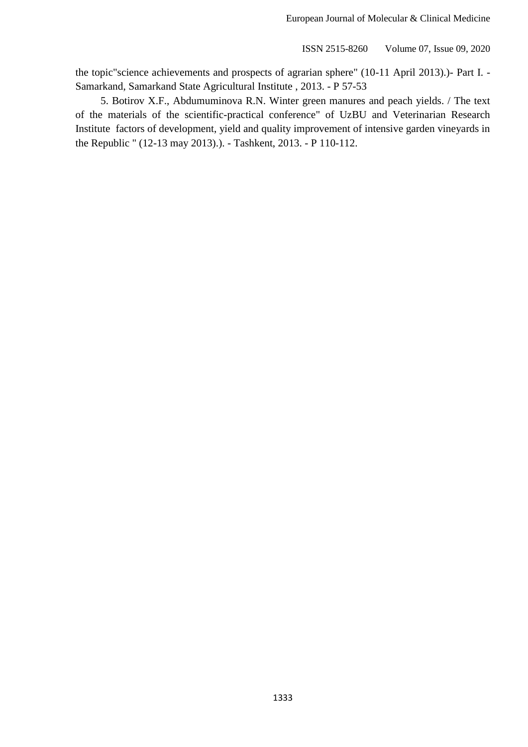the topic"science achievements and prospects of agrarian sphere" (10-11 April 2013).)- Part I. - Samarkand, Samarkand State Agricultural Institute , 2013. - P 57-53

5. Botirov X.F., Abdumuminova R.N. Winter green manures and peach yields. / The text of the materials of the scientific-practical conference" of UzBU and Veterinarian Research Institute factors of development, yield and quality improvement of intensive garden vineyards in the Republic " (12-13 may 2013).). - Tashkent, 2013. - P 110-112.